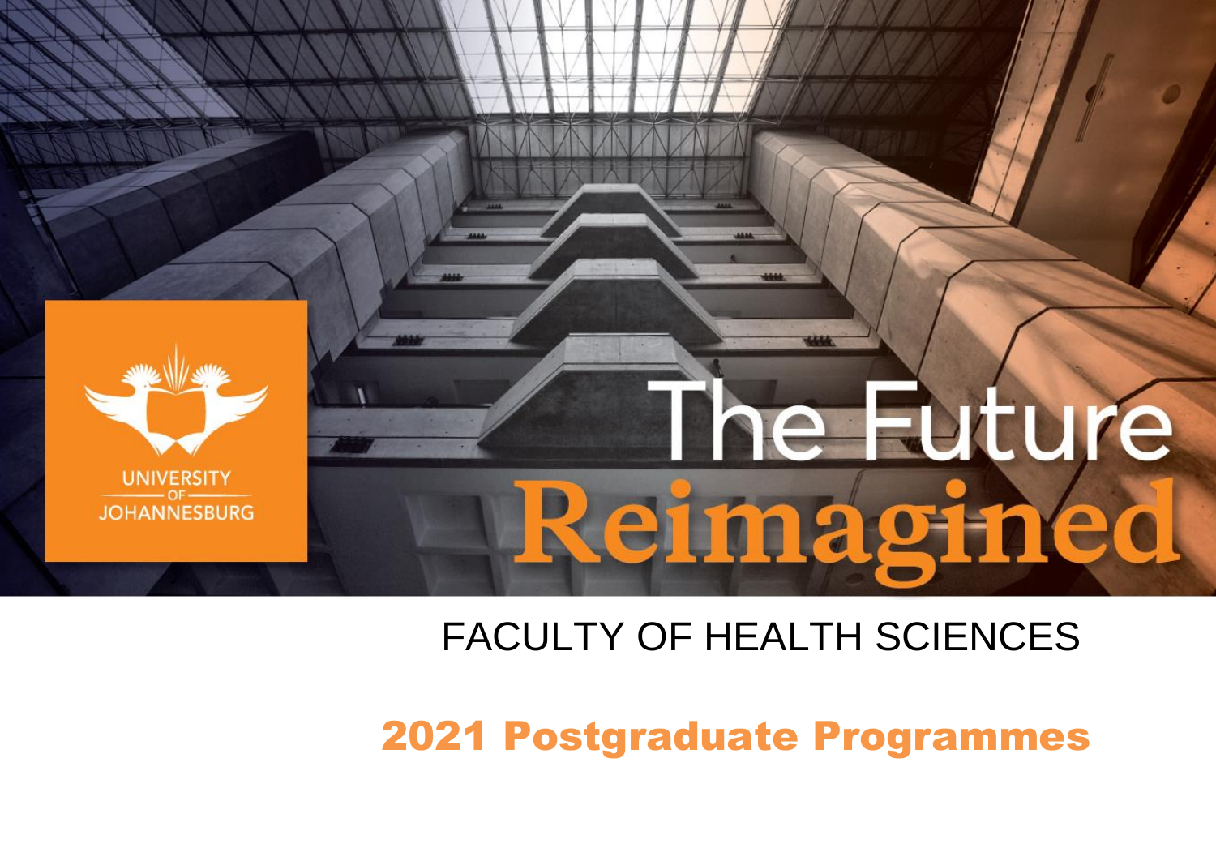UNIVERSITY OF JOHANNESBURG

# The Future Reimagined

## FACULTY OF HEALTH SCIENCES

## 2021 Postgraduate Programmes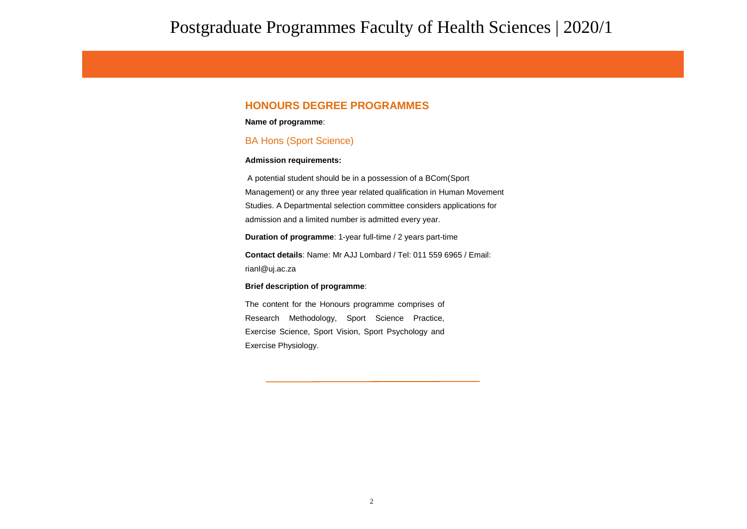## HONOURS DEGREE PROGRAMMES

**Name of programme**:

### BA Hons (Sport Science)

**Admission requirements:**

A potential student should be in a possession of a BCom(Sport Management) or any three year related qualification in Human Movement Studies. A Departmental selection committee considers applications for admission and a limited number is admitted every year.

**Duration of programme**: 1-year full-time / 2 years part-time

**Contact details**: Name: Mr AJJ Lombard / Tel: 011 559 6965 / Email: rianl@uj.ac.za

**Brief description of programme**:

The content for the Honours programme comprises of Research Methodology, Sport Science Practice, Exercise Science, Sport Vision, Sport Psychology and Exercise Physiology.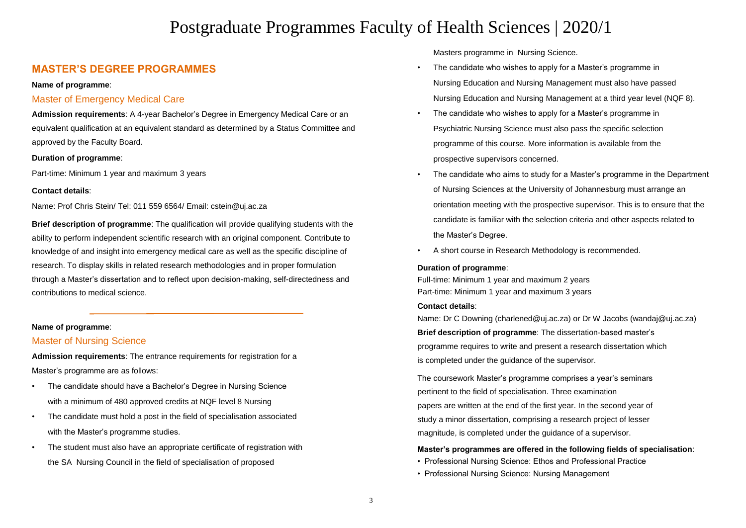## MASTER'S DEGREE PROGRAMMES

**Name of programme**:

### Master of Emergency Medical Care

**Admission requirements**: A 4-year Bachelor's Degree in Emergency Medical Care or an equivalent qualification at an equivalent standard as determined by a Status Committee and approved by the Faculty Board.

**Duration of programme**:

Part-time: Minimum 1 year and maximum 3 years

**Contact details**:

Name: Prof Chris Stein/ Tel: 011 559 6564/ Email: cstein@uj.ac.za

**Brief description of programme**: The qualification will provide qualifying students with the ability to perform independent scientific research with an original component. Contribute to knowledge of and insight into emergency medical care as well as the specific discipline of research. To display skills in related research methodologies and in proper formulation through a Master's dissertation and to reflect upon decision-making, self-directedness and contributions to medical science.

---

**Name of programme**:

### Master of Nursing Science

**Admission requirements**: The entrance requirements for registration for a Master's programme are as follows:

- The candidate should have a Bachelor's Degree in Nursing Science with a minimum of 480 approved credits at NQF level 8 Nursing
- The candidate must hold a post in the field of specialisation associated with the Master's programme studies.
- The student must also have an appropriate certificate of registration with the SA Nursing Council in the field of specialisation of proposed Masters programme in Nursing Science.
- The candidate who wishes to apply for a Master's programme in Nursing Education and Nursing Management must also have passed Nursing Education and Nursing Management at a third year level (NQF 8).
- The candidate who wishes to apply for a Master's programme in Psychiatric Nursing Science must also pass the specific selection programme of this course. More information is available from the prospective supervisors concerned.
- The candidate who aims to study for a Master's programme in the Department of Nursing Sciences at the University of Johannesburg must arrange an orientation meeting with the prospective supervisor. This is to ensure that the candidate is familiar with the selection criteria and other aspects related to the Master's Degree.
- A short course in Research Methodology is recommended.

**Duration of programme**:

Full-time: Minimum 1 year and maximum 2 years
Part-time: Minimum 1 year and maximum 3 years

**Contact details**:

Name: Dr C Downing (charlened@uj.ac.za) or Dr W Jacobs (wandaj@uj.ac.za)

**Brief description of programme**: The dissertation-based master's programme requires to write and present a research dissertation which is completed under the guidance of the supervisor.

The coursework Master's programme comprises a year's seminars pertinent to the field of specialisation. Three examination papers are written at the end of the first year. In the second year of study a minor dissertation, comprising a research project of lesser magnitude, is completed under the guidance of a supervisor.

**Master's programmes are offered in the following fields of specialisation**:

- Professional Nursing Science: Ethos and Professional Practice
- Professional Nursing Science: Nursing Management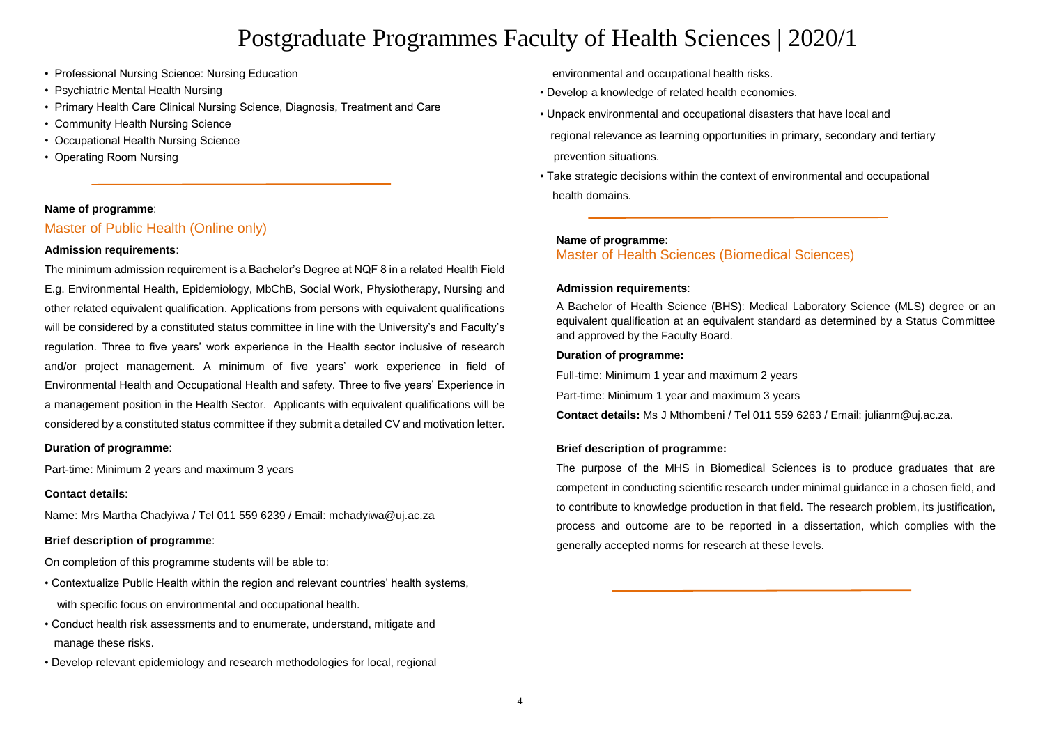- Professional Nursing Science: Nursing Education
- Psychiatric Mental Health Nursing
- Primary Health Care Clinical Nursing Science, Diagnosis, Treatment and Care
- Community Health Nursing Science
- Occupational Health Nursing Science
- Operating Room Nursing

**Name of programme**:

## Master of Public Health (Online only)

**Admission requirements**:

The minimum admission requirement is a Bachelor's Degree at NQF 8 in a related Health Field E.g. Environmental Health, Epidemiology, MbChB, Social Work, Physiotherapy, Nursing and other related equivalent qualification. Applications from persons with equivalent qualifications will be considered by a constituted status committee in line with the University's and Faculty's regulation. Three to five years' work experience in the Health sector inclusive of research and/or project management. A minimum of five years' work experience in field of Environmental Health and Occupational Health and safety. Three to five years' Experience in a management position in the Health Sector. Applicants with equivalent qualifications will be considered by a constituted status committee if they submit a detailed CV and motivation letter.

**Duration of programme**:

Part-time: Minimum 2 years and maximum 3 years

**Contact details**:

Name: Mrs Martha Chadyiwa / Tel 011 559 6239 / Email: mchadyiwa@uj.ac.za

**Brief description of programme**:

On completion of this programme students will be able to:

- Contextualize Public Health within the region and relevant countries' health systems, with specific focus on environmental and occupational health.
- Conduct health risk assessments and to enumerate, understand, mitigate and manage these risks.
- Develop relevant epidemiology and research methodologies for local, regional environmental and occupational health risks.
- Develop a knowledge of related health economies.
- Unpack environmental and occupational disasters that have local and regional relevance as learning opportunities in primary, secondary and tertiary prevention situations.
- Take strategic decisions within the context of environmental and occupational health domains.

**Name of programme**:

## Master of Health Sciences (Biomedical Sciences)

**Admission requirements**:

A Bachelor of Health Science (BHS): Medical Laboratory Science (MLS) degree or an equivalent qualification at an equivalent standard as determined by a Status Committee and approved by the Faculty Board.

**Duration of programme:**

Full-time: Minimum 1 year and maximum 2 years

Part-time: Minimum 1 year and maximum 3 years

**Contact details:** Ms J Mthombeni / Tel 011 559 6263 / Email: julianm@uj.ac.za.

**Brief description of programme:**

The purpose of the MHS in Biomedical Sciences is to produce graduates that are competent in conducting scientific research under minimal guidance in a chosen field, and to contribute to knowledge production in that field. The research problem, its justification, process and outcome are to be reported in a dissertation, which complies with the generally accepted norms for research at these levels.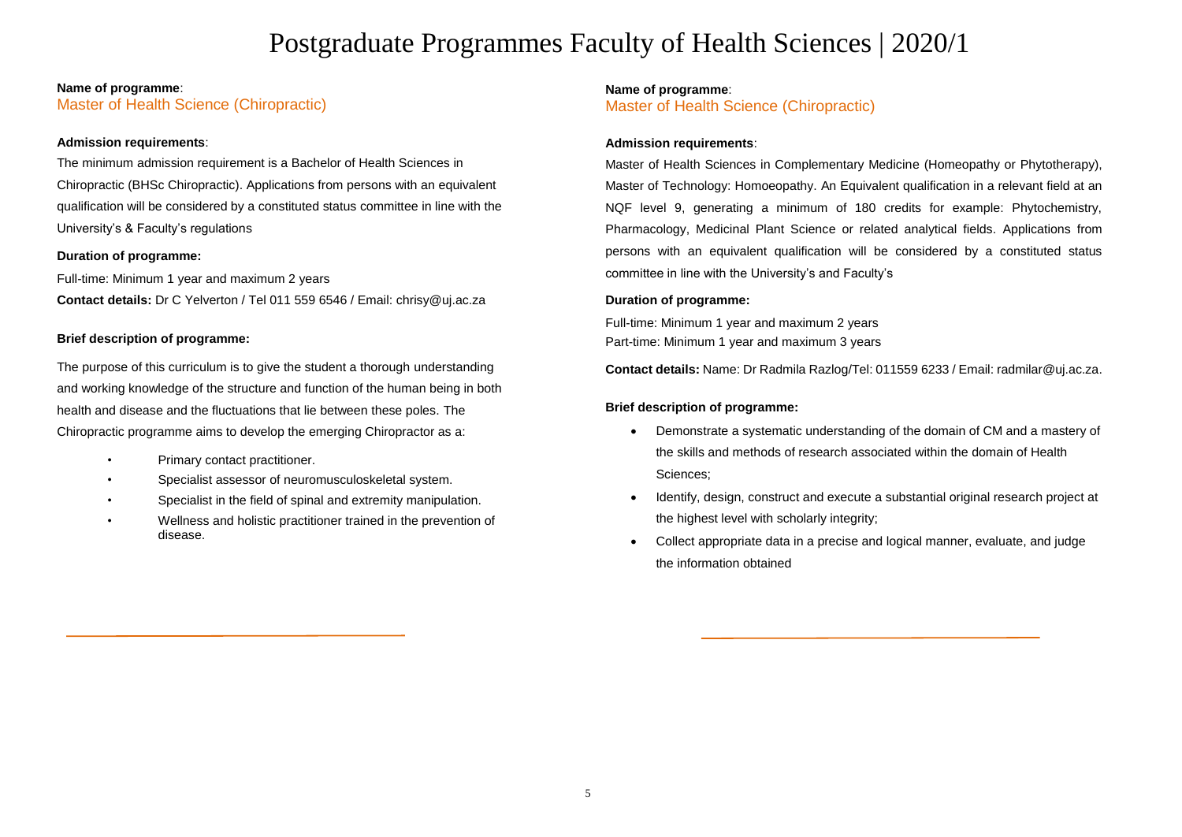**Name of programme**:
Master of Health Science (Chiropractic)

**Admission requirements**:

The minimum admission requirement is a Bachelor of Health Sciences in Chiropractic (BHSc Chiropractic). Applications from persons with an equivalent qualification will be considered by a constituted status committee in line with the University's & Faculty's regulations

**Duration of programme:**

Full-time: Minimum 1 year and maximum 2 years

**Contact details:** Dr C Yelverton / Tel 011 559 6546 / Email: chrisy@uj.ac.za

**Brief description of programme:**

The purpose of this curriculum is to give the student a thorough understanding and working knowledge of the structure and function of the human being in both health and disease and the fluctuations that lie between these poles. The Chiropractic programme aims to develop the emerging Chiropractor as a:

- Primary contact practitioner.
- Specialist assessor of neuromusculoskeletal system.
- Specialist in the field of spinal and extremity manipulation.
- Wellness and holistic practitioner trained in the prevention of disease.

**Name of programme**:
Master of Health Science (Chiropractic)

**Admission requirements**:

Master of Health Sciences in Complementary Medicine (Homeopathy or Phytotherapy), Master of Technology: Homoeopathy. An Equivalent qualification in a relevant field at an NQF level 9, generating a minimum of 180 credits for example: Phytochemistry, Pharmacology, Medicinal Plant Science or related analytical fields. Applications from persons with an equivalent qualification will be considered by a constituted status committee in line with the University's and Faculty's

**Duration of programme:**

Full-time: Minimum 1 year and maximum 2 years
Part-time: Minimum 1 year and maximum 3 years

**Contact details:** Name: Dr Radmila Razlog/Tel: 011559 6233 / Email: radmilar@uj.ac.za.

**Brief description of programme:**

- Demonstrate a systematic understanding of the domain of CM and a mastery of the skills and methods of research associated within the domain of Health Sciences;
- Identify, design, construct and execute a substantial original research project at the highest level with scholarly integrity;
- Collect appropriate data in a precise and logical manner, evaluate, and judge the information obtained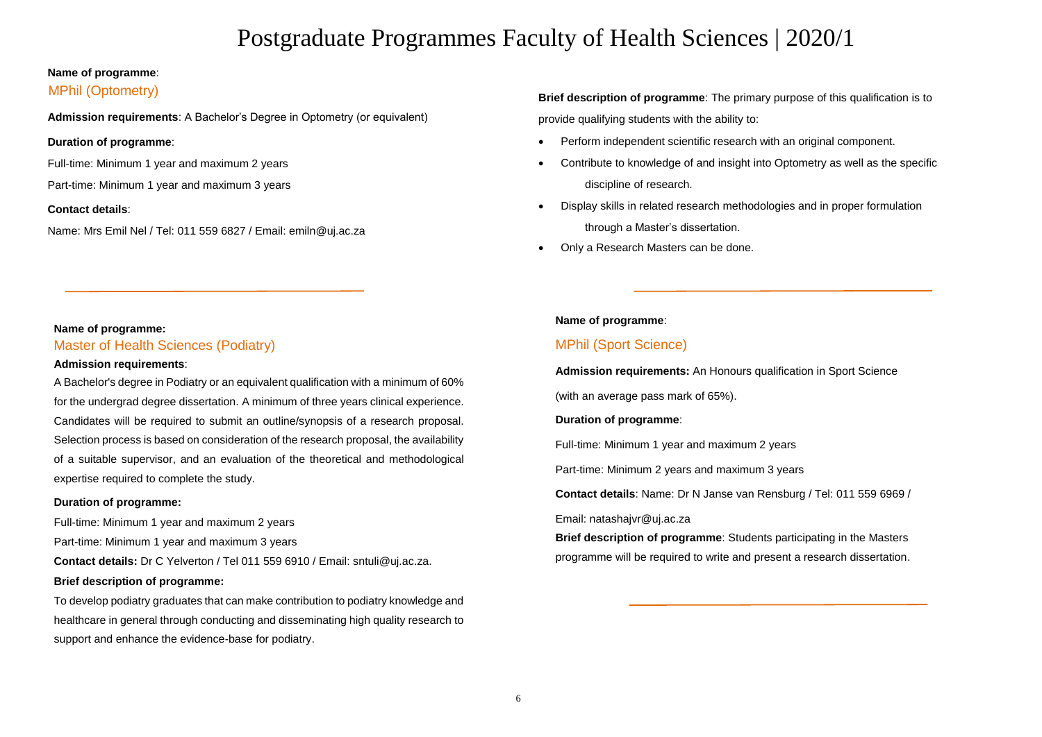**Name of programme**:

MPhil (Optometry)

**Admission requirements**: A Bachelor's Degree in Optometry (or equivalent)

**Duration of programme**:

Full-time: Minimum 1 year and maximum 2 years

Part-time: Minimum 1 year and maximum 3 years

**Contact details**:

Name: Mrs Emil Nel / Tel: 011 559 6827 / Email: emiln@uj.ac.za

**Brief description of programme**: The primary purpose of this qualification is to provide qualifying students with the ability to:

- Perform independent scientific research with an original component.
- Contribute to knowledge of and insight into Optometry as well as the specific discipline of research.
- Display skills in related research methodologies and in proper formulation through a Master's dissertation.
- Only a Research Masters can be done.

---

**Name of programme:**

Master of Health Sciences (Podiatry)

**Admission requirements**:

A Bachelor's degree in Podiatry or an equivalent qualification with a minimum of 60% for the undergrad degree dissertation. A minimum of three years clinical experience. Candidates will be required to submit an outline/synopsis of a research proposal. Selection process is based on consideration of the research proposal, the availability of a suitable supervisor, and an evaluation of the theoretical and methodological expertise required to complete the study.

**Duration of programme:**

Full-time: Minimum 1 year and maximum 2 years

Part-time: Minimum 1 year and maximum 3 years

**Contact details:** Dr C Yelverton / Tel 011 559 6910 / Email: sntuli@uj.ac.za.

**Brief description of programme:**

To develop podiatry graduates that can make contribution to podiatry knowledge and healthcare in general through conducting and disseminating high quality research to support and enhance the evidence-base for podiatry.

---

**Name of programme**:

MPhil (Sport Science)

**Admission requirements:** An Honours qualification in Sport Science (with an average pass mark of 65%).

**Duration of programme**:

Full-time: Minimum 1 year and maximum 2 years

Part-time: Minimum 2 years and maximum 3 years

**Contact details**: Name: Dr N Janse van Rensburg / Tel: 011 559 6969 / Email: natashajvr@uj.ac.za

**Brief description of programme**: Students participating in the Masters programme will be required to write and present a research dissertation.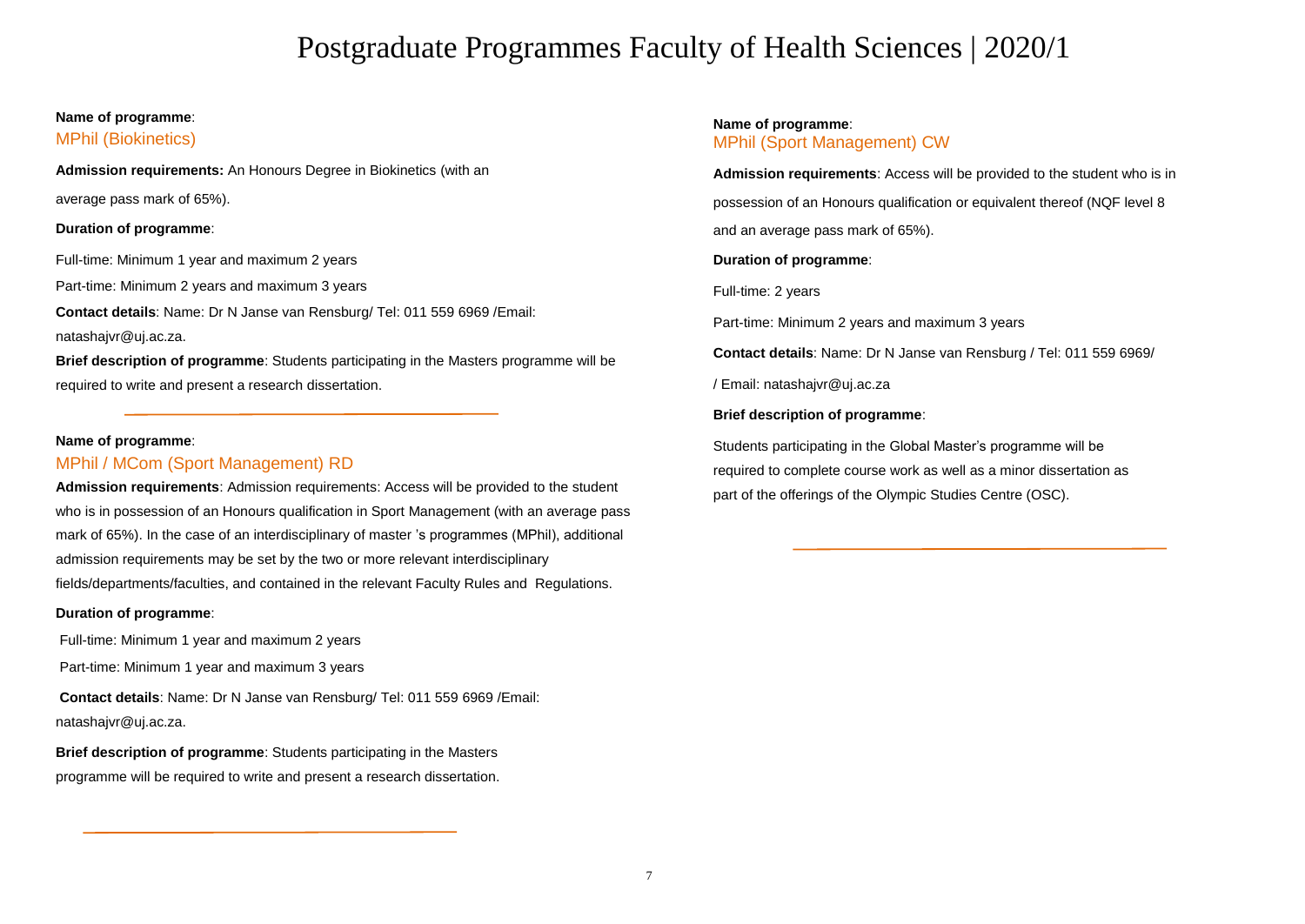**Name of programme**:
MPhil (Biokinetics)

**Admission requirements:** An Honours Degree in Biokinetics (with an average pass mark of 65%).

**Duration of programme**:

Full-time: Minimum 1 year and maximum 2 years

Part-time: Minimum 2 years and maximum 3 years

**Contact details**: Name: Dr N Janse van Rensburg/ Tel: 011 559 6969 /Email: natashajvr@uj.ac.za.

**Brief description of programme**: Students participating in the Masters programme will be required to write and present a research dissertation.

---

**Name of programme**:
MPhil / MCom (Sport Management) RD

**Admission requirements**: Admission requirements: Access will be provided to the student who is in possession of an Honours qualification in Sport Management (with an average pass mark of 65%). In the case of an interdisciplinary of master 's programmes (MPhil), additional admission requirements may be set by the two or more relevant interdisciplinary fields/departments/faculties, and contained in the relevant Faculty Rules and Regulations.

**Duration of programme**:

Full-time: Minimum 1 year and maximum 2 years

Part-time: Minimum 1 year and maximum 3 years

**Contact details**: Name: Dr N Janse van Rensburg/ Tel: 011 559 6969 /Email: natashajvr@uj.ac.za.

**Brief description of programme**: Students participating in the Masters programme will be required to write and present a research dissertation.

---

**Name of programme**:
MPhil (Sport Management) CW

**Admission requirements**: Access will be provided to the student who is in possession of an Honours qualification or equivalent thereof (NQF level 8 and an average pass mark of 65%).

**Duration of programme**:

Full-time: 2 years

Part-time: Minimum 2 years and maximum 3 years

**Contact details**: Name: Dr N Janse van Rensburg / Tel: 011 559 6969/ / Email: natashajvr@uj.ac.za

**Brief description of programme**:

Students participating in the Global Master's programme will be required to complete course work as well as a minor dissertation as part of the offerings of the Olympic Studies Centre (OSC).

---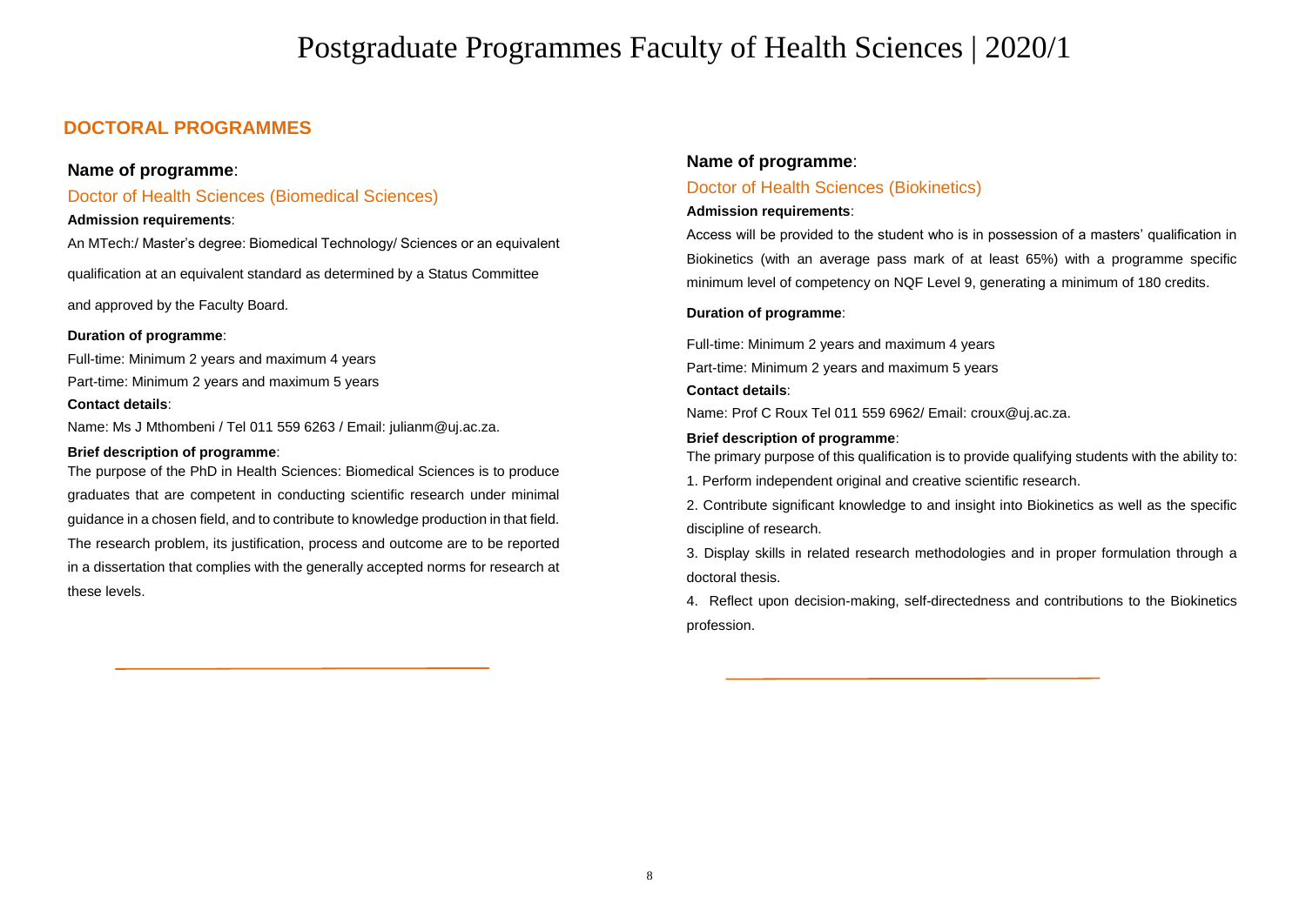## DOCTORAL PROGRAMMES

### Name of programme:

Doctor of Health Sciences (Biomedical Sciences)

**Admission requirements**:

An MTech:/ Master's degree: Biomedical Technology/ Sciences or an equivalent qualification at an equivalent standard as determined by a Status Committee and approved by the Faculty Board.

**Duration of programme**:

Full-time: Minimum 2 years and maximum 4 years
Part-time: Minimum 2 years and maximum 5 years

**Contact details**:

Name: Ms J Mthombeni / Tel 011 559 6263 / Email: julianm@uj.ac.za.

**Brief description of programme**:

The purpose of the PhD in Health Sciences: Biomedical Sciences is to produce graduates that are competent in conducting scientific research under minimal guidance in a chosen field, and to contribute to knowledge production in that field. The research problem, its justification, process and outcome are to be reported in a dissertation that complies with the generally accepted norms for research at these levels.

### Name of programme:

Doctor of Health Sciences (Biokinetics)

**Admission requirements**:

Access will be provided to the student who is in possession of a masters' qualification in Biokinetics (with an average pass mark of at least 65%) with a programme specific minimum level of competency on NQF Level 9, generating a minimum of 180 credits.

**Duration of programme**:

Full-time: Minimum 2 years and maximum 4 years
Part-time: Minimum 2 years and maximum 5 years

**Contact details**:

Name: Prof C Roux Tel 011 559 6962/ Email: croux@uj.ac.za.

**Brief description of programme**:

The primary purpose of this qualification is to provide qualifying students with the ability to:

1. Perform independent original and creative scientific research.
2. Contribute significant knowledge to and insight into Biokinetics as well as the specific discipline of research.
3. Display skills in related research methodologies and in proper formulation through a doctoral thesis.
4. Reflect upon decision-making, self-directedness and contributions to the Biokinetics profession.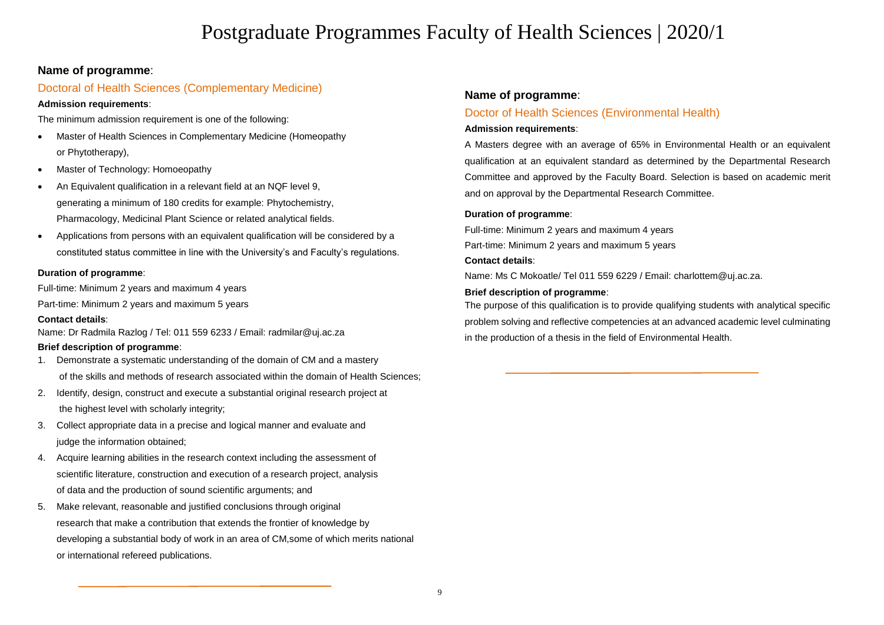**Name of programme**:

## Doctoral of Health Sciences (Complementary Medicine)

**Admission requirements**:

The minimum admission requirement is one of the following:

- Master of Health Sciences in Complementary Medicine (Homeopathy or Phytotherapy),
- Master of Technology: Homoeopathy
- An Equivalent qualification in a relevant field at an NQF level 9, generating a minimum of 180 credits for example: Phytochemistry, Pharmacology, Medicinal Plant Science or related analytical fields.
- Applications from persons with an equivalent qualification will be considered by a constituted status committee in line with the University's and Faculty's regulations.

**Duration of programme**:

Full-time: Minimum 2 years and maximum 4 years

Part-time: Minimum 2 years and maximum 5 years

**Contact details**:

Name: Dr Radmila Razlog / Tel: 011 559 6233 / Email: radmilar@uj.ac.za

**Brief description of programme**:

1. Demonstrate a systematic understanding of the domain of CM and a mastery of the skills and methods of research associated within the domain of Health Sciences;
2. Identify, design, construct and execute a substantial original research project at the highest level with scholarly integrity;
3. Collect appropriate data in a precise and logical manner and evaluate and judge the information obtained;
4. Acquire learning abilities in the research context including the assessment of scientific literature, construction and execution of a research project, analysis of data and the production of sound scientific arguments; and
5. Make relevant, reasonable and justified conclusions through original research that make a contribution that extends the frontier of knowledge by developing a substantial body of work in an area of CM,some of which merits national or international refereed publications.

**Name of programme**:

## Doctor of Health Sciences (Environmental Health)

**Admission requirements**:

A Masters degree with an average of 65% in Environmental Health or an equivalent qualification at an equivalent standard as determined by the Departmental Research Committee and approved by the Faculty Board. Selection is based on academic merit and on approval by the Departmental Research Committee.

**Duration of programme**:

Full-time: Minimum 2 years and maximum 4 years

Part-time: Minimum 2 years and maximum 5 years

**Contact details**:

Name: Ms C Mokoatle/ Tel 011 559 6229 / Email: charlottem@uj.ac.za.

**Brief description of programme**:

The purpose of this qualification is to provide qualifying students with analytical specific problem solving and reflective competencies at an advanced academic level culminating in the production of a thesis in the field of Environmental Health.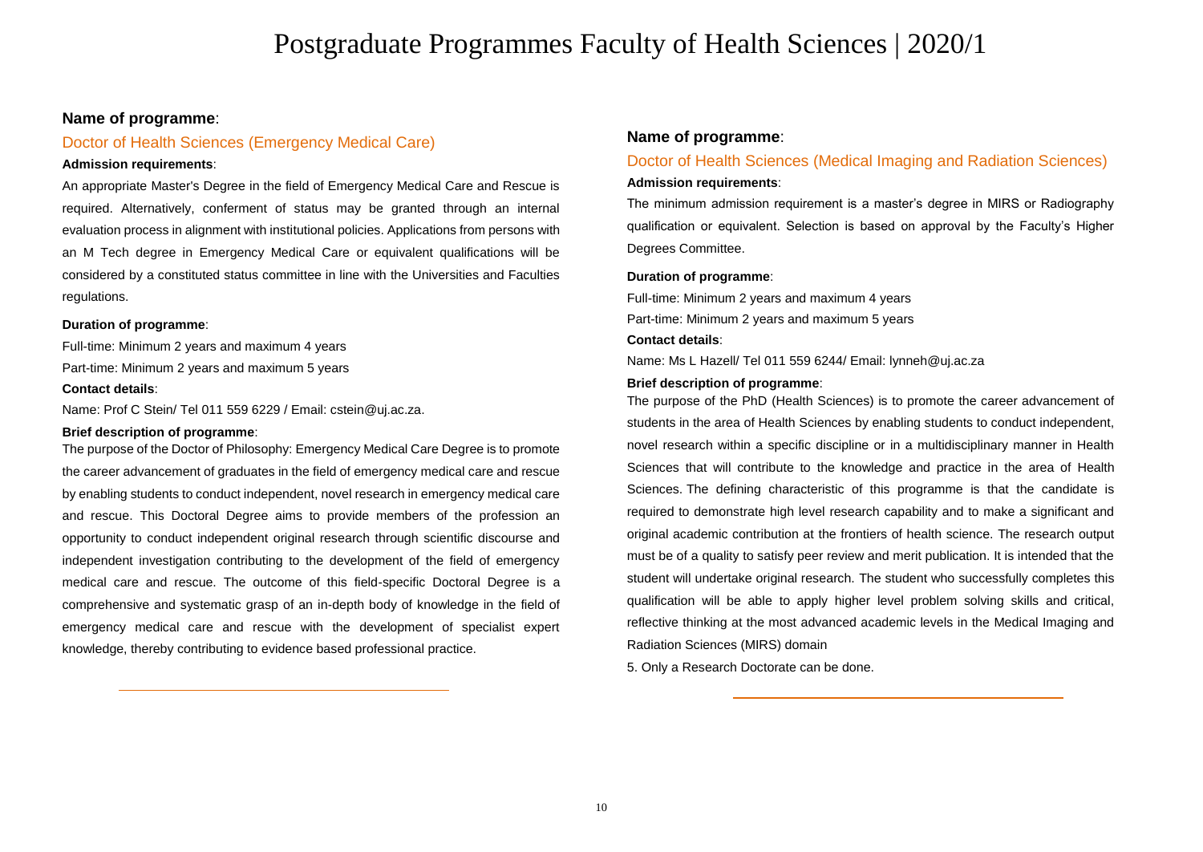**Name of programme**:

## Doctor of Health Sciences (Emergency Medical Care)

**Admission requirements**:

An appropriate Master's Degree in the field of Emergency Medical Care and Rescue is required. Alternatively, conferment of status may be granted through an internal evaluation process in alignment with institutional policies. Applications from persons with an M Tech degree in Emergency Medical Care or equivalent qualifications will be considered by a constituted status committee in line with the Universities and Faculties regulations.

**Duration of programme**:

Full-time: Minimum 2 years and maximum 4 years

Part-time: Minimum 2 years and maximum 5 years

**Contact details**:

Name: Prof C Stein/ Tel 011 559 6229 / Email: cstein@uj.ac.za.

**Brief description of programme**:

The purpose of the Doctor of Philosophy: Emergency Medical Care Degree is to promote the career advancement of graduates in the field of emergency medical care and rescue by enabling students to conduct independent, novel research in emergency medical care and rescue. This Doctoral Degree aims to provide members of the profession an opportunity to conduct independent original research through scientific discourse and independent investigation contributing to the development of the field of emergency medical care and rescue. The outcome of this field-specific Doctoral Degree is a comprehensive and systematic grasp of an in-depth body of knowledge in the field of emergency medical care and rescue with the development of specialist expert knowledge, thereby contributing to evidence based professional practice.

---

**Name of programme**:

## Doctor of Health Sciences (Medical Imaging and Radiation Sciences)

**Admission requirements**:

The minimum admission requirement is a master's degree in MIRS or Radiography qualification or equivalent. Selection is based on approval by the Faculty's Higher Degrees Committee.

**Duration of programme**:

Full-time: Minimum 2 years and maximum 4 years

Part-time: Minimum 2 years and maximum 5 years

**Contact details**:

Name: Ms L Hazell/ Tel 011 559 6244/ Email: lynneh@uj.ac.za

**Brief description of programme**:

The purpose of the PhD (Health Sciences) is to promote the career advancement of students in the area of Health Sciences by enabling students to conduct independent, novel research within a specific discipline or in a multidisciplinary manner in Health Sciences that will contribute to the knowledge and practice in the area of Health Sciences. The defining characteristic of this programme is that the candidate is required to demonstrate high level research capability and to make a significant and original academic contribution at the frontiers of health science. The research output must be of a quality to satisfy peer review and merit publication. It is intended that the student will undertake original research. The student who successfully completes this qualification will be able to apply higher level problem solving skills and critical, reflective thinking at the most advanced academic levels in the Medical Imaging and Radiation Sciences (MIRS) domain

5. Only a Research Doctorate can be done.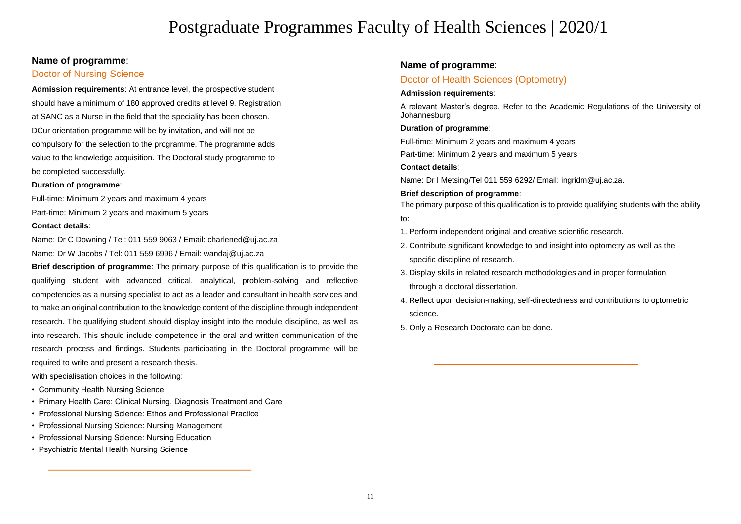**Name of programme**:

## Doctor of Nursing Science

**Admission requirements**: At entrance level, the prospective student should have a minimum of 180 approved credits at level 9. Registration at SANC as a Nurse in the field that the speciality has been chosen. DCur orientation programme will be by invitation, and will not be compulsory for the selection to the programme. The programme adds value to the knowledge acquisition. The Doctoral study programme to be completed successfully.

**Duration of programme**:

Full-time: Minimum 2 years and maximum 4 years

Part-time: Minimum 2 years and maximum 5 years

**Contact details**:

Name: Dr C Downing / Tel: 011 559 9063 / Email: charlened@uj.ac.za

Name: Dr W Jacobs / Tel: 011 559 6996 / Email: wandaj@uj.ac.za

**Brief description of programme**: The primary purpose of this qualification is to provide the qualifying student with advanced critical, analytical, problem-solving and reflective competencies as a nursing specialist to act as a leader and consultant in health services and to make an original contribution to the knowledge content of the discipline through independent research. The qualifying student should display insight into the module discipline, as well as into research. This should include competence in the oral and written communication of the research process and findings. Students participating in the Doctoral programme will be required to write and present a research thesis.

With specialisation choices in the following:

- Community Health Nursing Science
- Primary Health Care: Clinical Nursing, Diagnosis Treatment and Care
- Professional Nursing Science: Ethos and Professional Practice
- Professional Nursing Science: Nursing Management
- Professional Nursing Science: Nursing Education
- Psychiatric Mental Health Nursing Science

---

**Name of programme**:

## Doctor of Health Sciences (Optometry)

**Admission requirements**:

A relevant Master's degree. Refer to the Academic Regulations of the University of Johannesburg

**Duration of programme**:

Full-time: Minimum 2 years and maximum 4 years

Part-time: Minimum 2 years and maximum 5 years

**Contact details**:

Name: Dr I Metsing/Tel 011 559 6292/ Email: ingridm@uj.ac.za.

**Brief description of programme**:

The primary purpose of this qualification is to provide qualifying students with the ability to:

1. Perform independent original and creative scientific research.
2. Contribute significant knowledge to and insight into optometry as well as the specific discipline of research.
3. Display skills in related research methodologies and in proper formulation through a doctoral dissertation.
4. Reflect upon decision-making, self-directedness and contributions to optometric science.
5. Only a Research Doctorate can be done.

---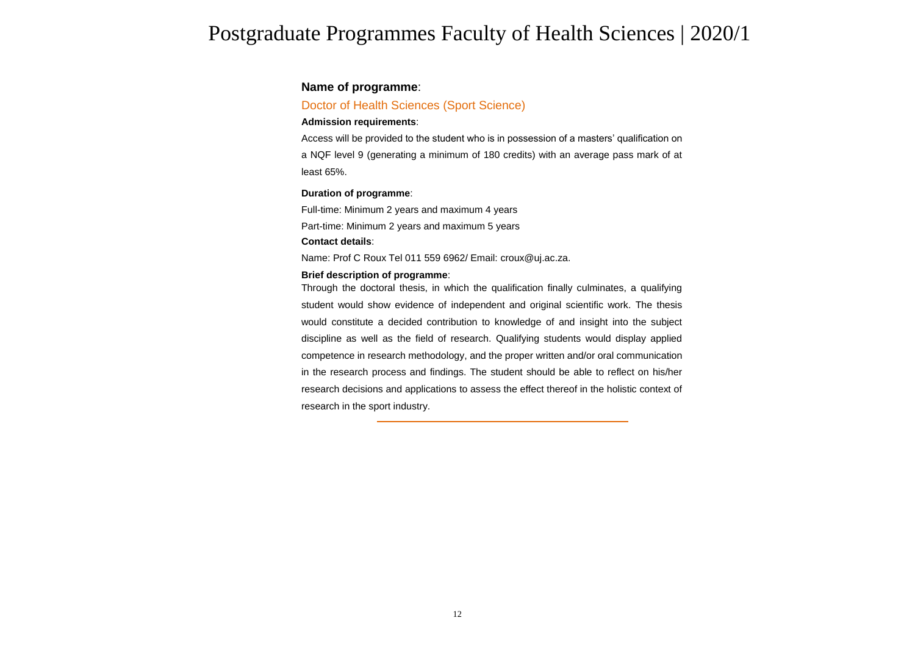**Name of programme**:

Doctor of Health Sciences (Sport Science)

**Admission requirements**:

Access will be provided to the student who is in possession of a masters' qualification on a NQF level 9 (generating a minimum of 180 credits) with an average pass mark of at least 65%.

**Duration of programme**:

Full-time: Minimum 2 years and maximum 4 years

Part-time: Minimum 2 years and maximum 5 years

**Contact details**:

Name: Prof C Roux Tel 011 559 6962/ Email: croux@uj.ac.za.

**Brief description of programme**:

Through the doctoral thesis, in which the qualification finally culminates, a qualifying student would show evidence of independent and original scientific work. The thesis would constitute a decided contribution to knowledge of and insight into the subject discipline as well as the field of research. Qualifying students would display applied competence in research methodology, and the proper written and/or oral communication in the research process and findings. The student should be able to reflect on his/her research decisions and applications to assess the effect thereof in the holistic context of research in the sport industry.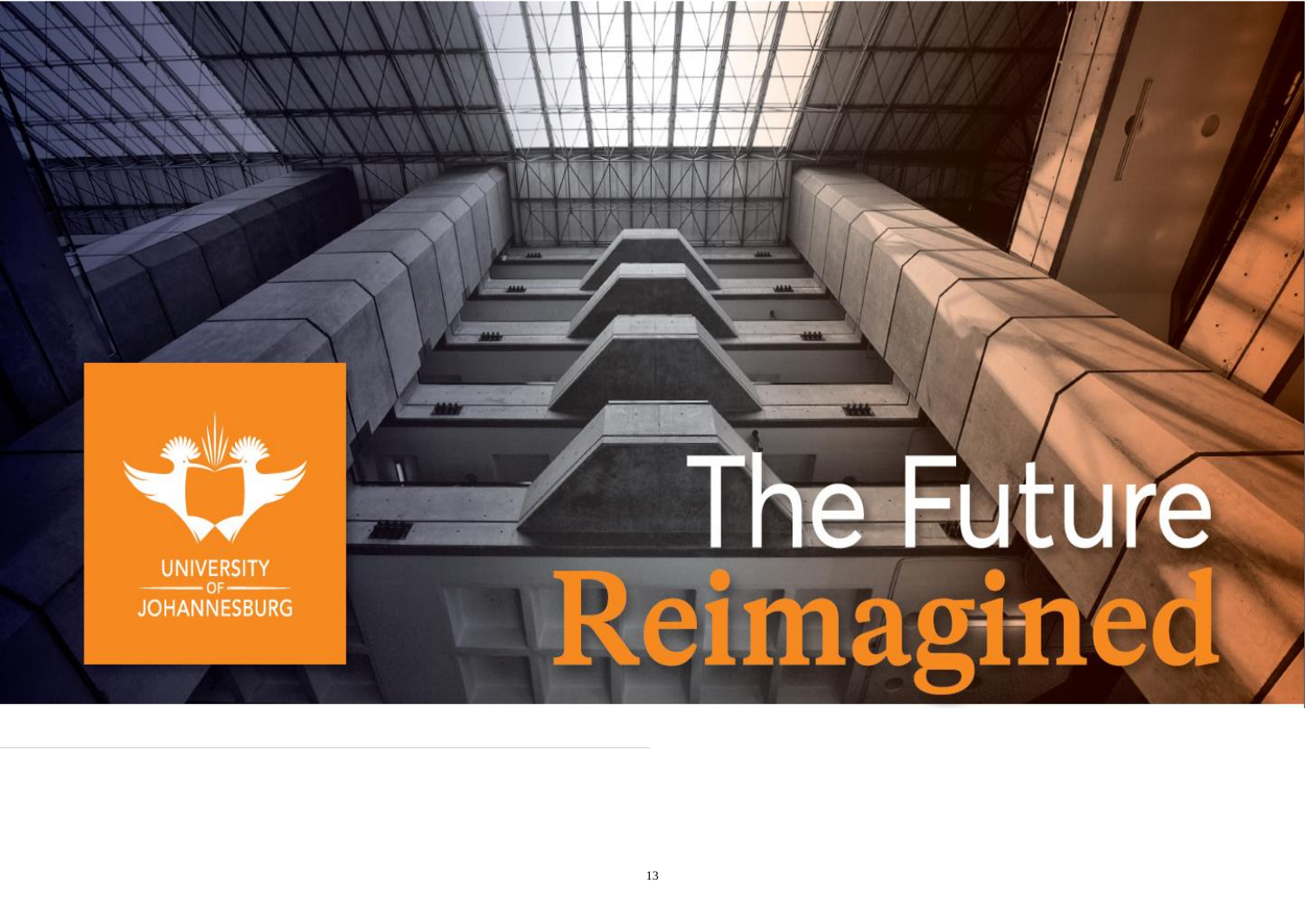UNIVERSITY OF JOHANNESBURG

The Future
Reimagined